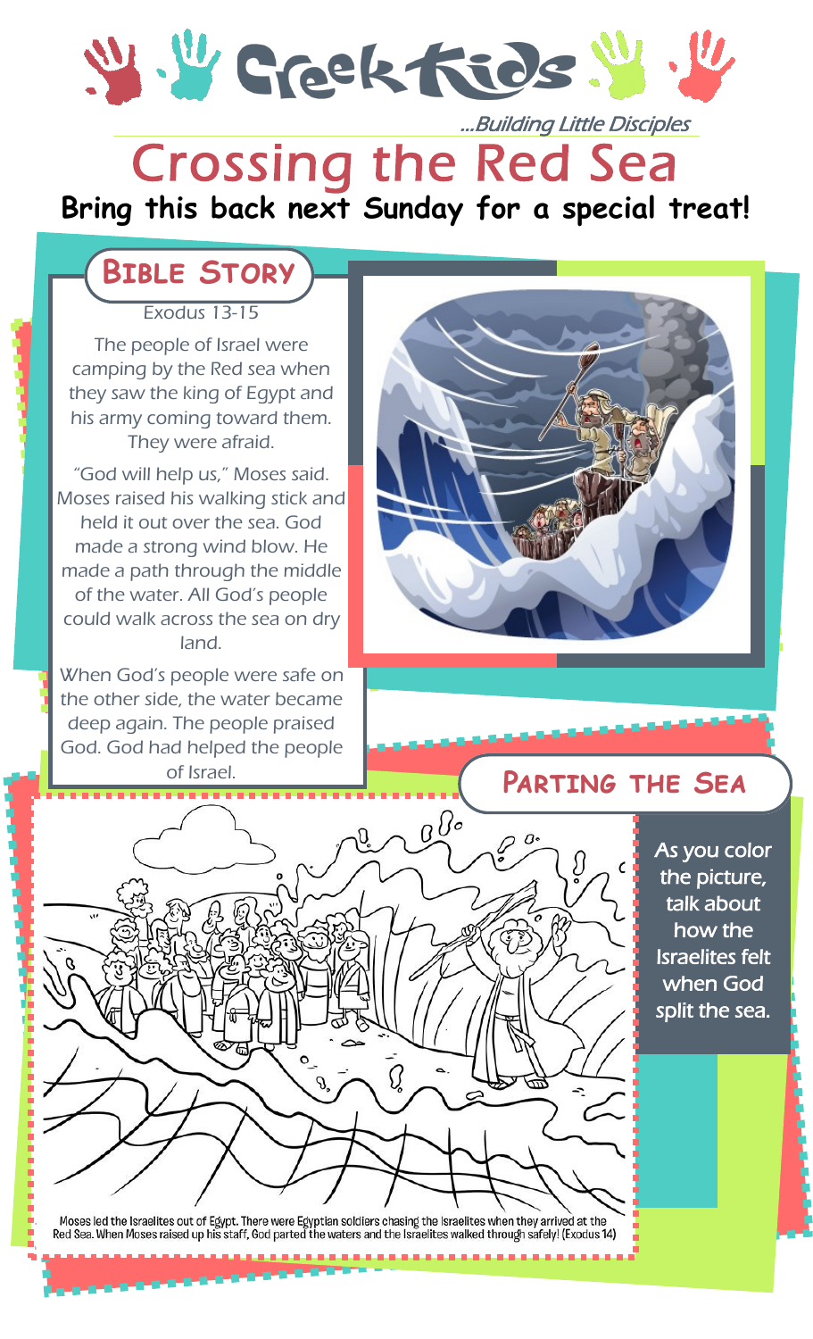# Creek Kids

*...Building Little Disciples*

# Crossing the Red Sea

**Bring this back next Sunday for a special treat!**

## Bible Story

Exodus 13-15

The people of Israel were camping by the Red sea when they saw the king of Egypt and his army coming toward them. They were afraid.

“God will help us,” Moses said. Moses raised his walking stick and held it out over the sea. God made a strong wind blow. He made a path through the middle of the water. All God’s people could walk across the sea on dry land.

When God’s people were safe on the other side, the water became deep again. The people praised God. God had helped the people of Israel.

## Parting the Sea

As you color the picture, talk about how the Israelites felt when God split the sea.

Moses led the Israelites out of Egypt. There were Egyptian soldiers chasing the Israelites when they arrived at the Red Sea. When Moses raised up his staff, God parted the waters and the Israelites walked through safely! (Exodus 14)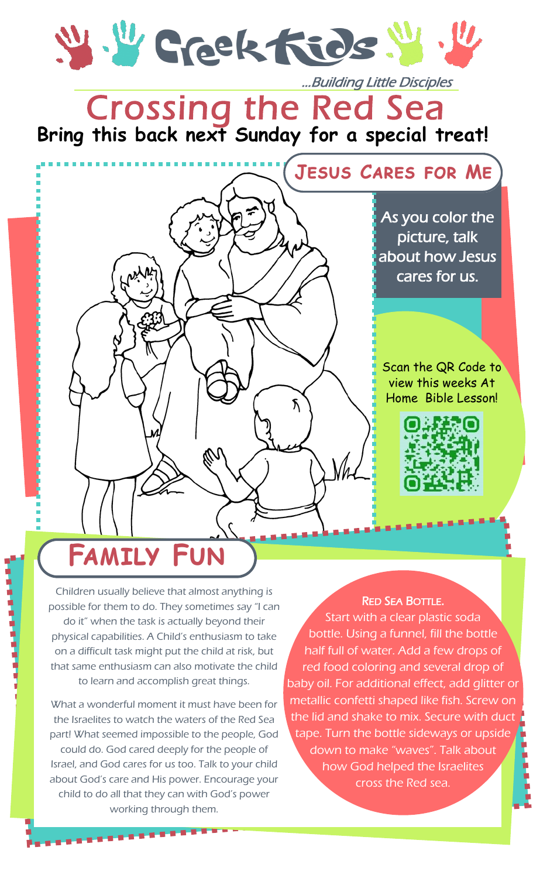# Creek Kids

*...Building Little Disciples*

# Crossing the Red Sea

**Bring this back next Sunday for a special treat!**

## Jesus Cares for Me

As you color the picture, talk about how Jesus cares for us.

Scan the QR Code to view this weeks At Home Bible Lesson!

## Family Fun

Children usually believe that almost anything is possible for them to do. They sometimes say "I can do it" when the task is actually beyond their physical capabilities. A Child's enthusiasm to take on a difficult task might put the child at risk, but that same enthusiasm can also motivate the child to learn and accomplish great things.

What a wonderful moment it must have been for the Israelites to watch the waters of the Red Sea part! What seemed impossible to the people, God could do. God cared deeply for the people of Israel, and God cares for us too. Talk to your child about God's care and His power. Encourage your child to do all that they can with God's power working through them.

### Red Sea Bottle.

Start with a clear plastic soda bottle. Using a funnel, fill the bottle half full of water. Add a few drops of red food coloring and several drop of baby oil. For additional effect, add glitter or metallic confetti shaped like fish. Screw on the lid and shake to mix. Secure with duct tape. Turn the bottle sideways or upside down to make "waves". Talk about how God helped the Israelites cross the Red sea.